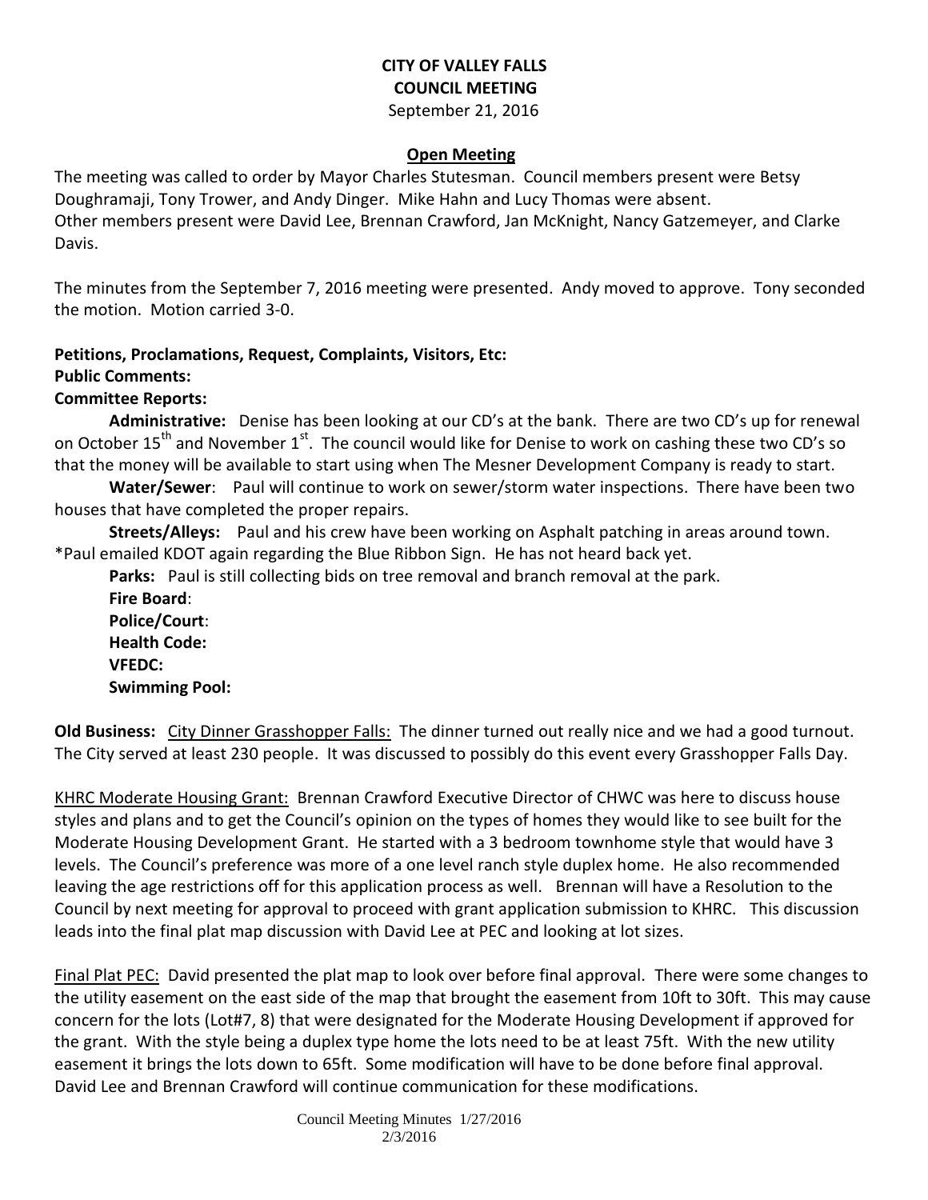**CITY OF VALLEY FALLS**
**COUNCIL MEETING**
September 21, 2016

**Open Meeting**

The meeting was called to order by Mayor Charles Stutesman. Council members present were Betsy Doughramaji, Tony Trower, and Andy Dinger. Mike Hahn and Lucy Thomas were absent.
Other members present were David Lee, Brennan Crawford, Jan McKnight, Nancy Gatzemeyer, and Clarke Davis.

The minutes from the September 7, 2016 meeting were presented. Andy moved to approve. Tony seconded the motion. Motion carried 3-0.

**Petitions, Proclamations, Request, Complaints, Visitors, Etc:**
**Public Comments:**
**Committee Reports:**

**Administrative:** Denise has been looking at our CD's at the bank. There are two CD's up for renewal on October 15th and November 1st. The council would like for Denise to work on cashing these two CD's so that the money will be available to start using when The Mesner Development Company is ready to start.

**Water/Sewer**: Paul will continue to work on sewer/storm water inspections. There have been two houses that have completed the proper repairs.

**Streets/Alleys:** Paul and his crew have been working on Asphalt patching in areas around town.
*Paul emailed KDOT again regarding the Blue Ribbon Sign. He has not heard back yet.

**Parks:** Paul is still collecting bids on tree removal and branch removal at the park.

**Fire Board**:
**Police/Court**:
**Health Code:**
**VFEDC:**
**Swimming Pool:**

**Old Business:** City Dinner Grasshopper Falls: The dinner turned out really nice and we had a good turnout. The City served at least 230 people. It was discussed to possibly do this event every Grasshopper Falls Day.

KHRC Moderate Housing Grant: Brennan Crawford Executive Director of CHWC was here to discuss house styles and plans and to get the Council's opinion on the types of homes they would like to see built for the Moderate Housing Development Grant. He started with a 3 bedroom townhome style that would have 3 levels. The Council's preference was more of a one level ranch style duplex home. He also recommended leaving the age restrictions off for this application process as well. Brennan will have a Resolution to the Council by next meeting for approval to proceed with grant application submission to KHRC. This discussion leads into the final plat map discussion with David Lee at PEC and looking at lot sizes.

Final Plat PEC: David presented the plat map to look over before final approval. There were some changes to the utility easement on the east side of the map that brought the easement from 10ft to 30ft. This may cause concern for the lots (Lot#7, 8) that were designated for the Moderate Housing Development if approved for the grant. With the style being a duplex type home the lots need to be at least 75ft. With the new utility easement it brings the lots down to 65ft. Some modification will have to be done before final approval. David Lee and Brennan Crawford will continue communication for these modifications.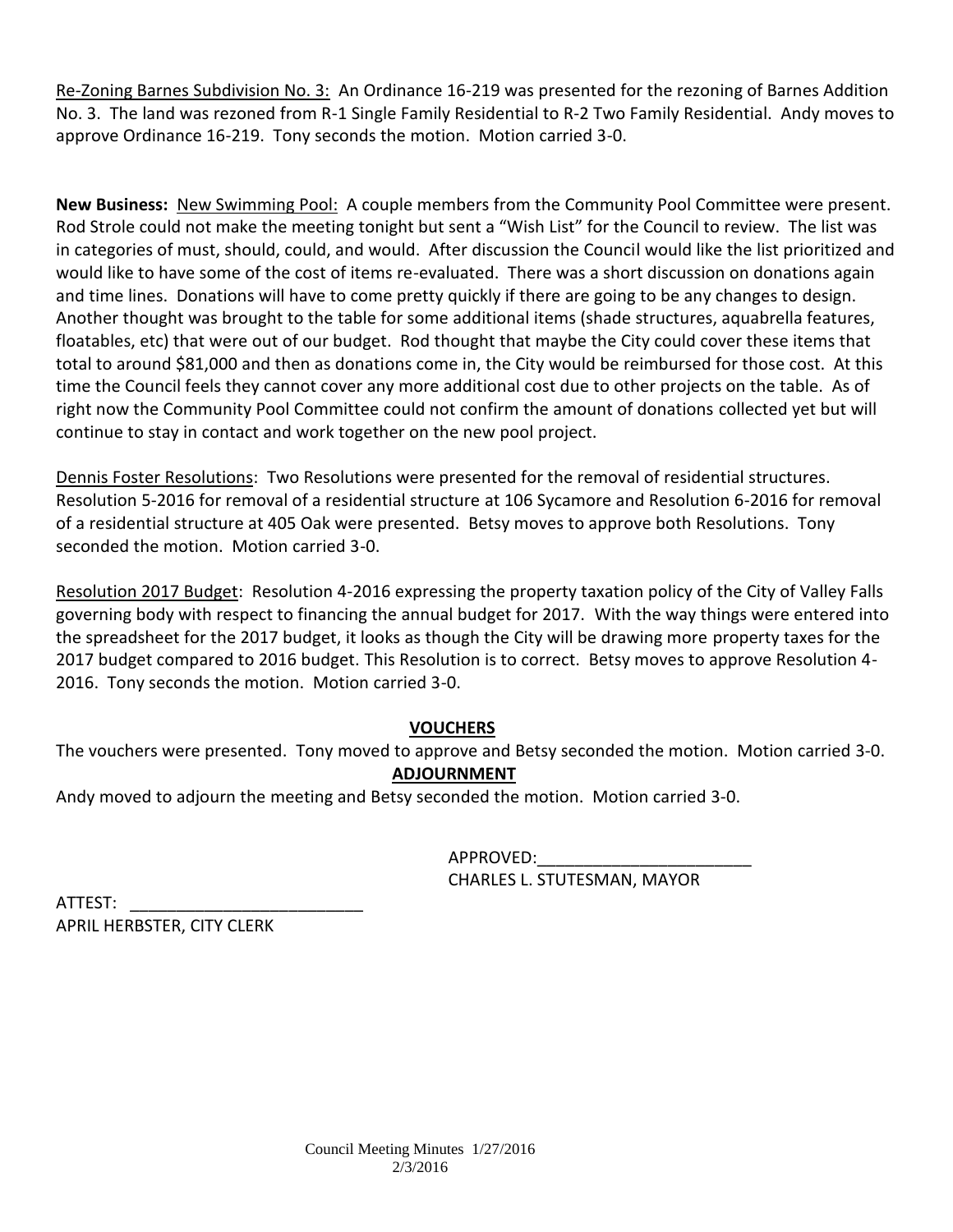Re-Zoning Barnes Subdivision No. 3: An Ordinance 16-219 was presented for the rezoning of Barnes Addition No. 3. The land was rezoned from R-1 Single Family Residential to R-2 Two Family Residential. Andy moves to approve Ordinance 16-219. Tony seconds the motion. Motion carried 3-0.

**New Business:** New Swimming Pool: A couple members from the Community Pool Committee were present. Rod Strole could not make the meeting tonight but sent a "Wish List" for the Council to review. The list was in categories of must, should, could, and would. After discussion the Council would like the list prioritized and would like to have some of the cost of items re-evaluated. There was a short discussion on donations again and time lines. Donations will have to come pretty quickly if there are going to be any changes to design. Another thought was brought to the table for some additional items (shade structures, aquabrella features, floatables, etc) that were out of our budget. Rod thought that maybe the City could cover these items that total to around $81,000 and then as donations come in, the City would be reimbursed for those cost. At this time the Council feels they cannot cover any more additional cost due to other projects on the table. As of right now the Community Pool Committee could not confirm the amount of donations collected yet but will continue to stay in contact and work together on the new pool project.

Dennis Foster Resolutions: Two Resolutions were presented for the removal of residential structures. Resolution 5-2016 for removal of a residential structure at 106 Sycamore and Resolution 6-2016 for removal of a residential structure at 405 Oak were presented. Betsy moves to approve both Resolutions. Tony seconded the motion. Motion carried 3-0.

Resolution 2017 Budget: Resolution 4-2016 expressing the property taxation policy of the City of Valley Falls governing body with respect to financing the annual budget for 2017. With the way things were entered into the spreadsheet for the 2017 budget, it looks as though the City will be drawing more property taxes for the 2017 budget compared to 2016 budget. This Resolution is to correct. Betsy moves to approve Resolution 4-2016. Tony seconds the motion. Motion carried 3-0.

**VOUCHERS**

The vouchers were presented. Tony moved to approve and Betsy seconded the motion. Motion carried 3-0.

**ADJOURNMENT**

Andy moved to adjourn the meeting and Betsy seconded the motion. Motion carried 3-0.

APPROVED:_______________________
CHARLES L. STUTESMAN, MAYOR

ATTEST: _________________________
APRIL HERBSTER, CITY CLERK

Council Meeting Minutes 1/27/2016
2/3/2016